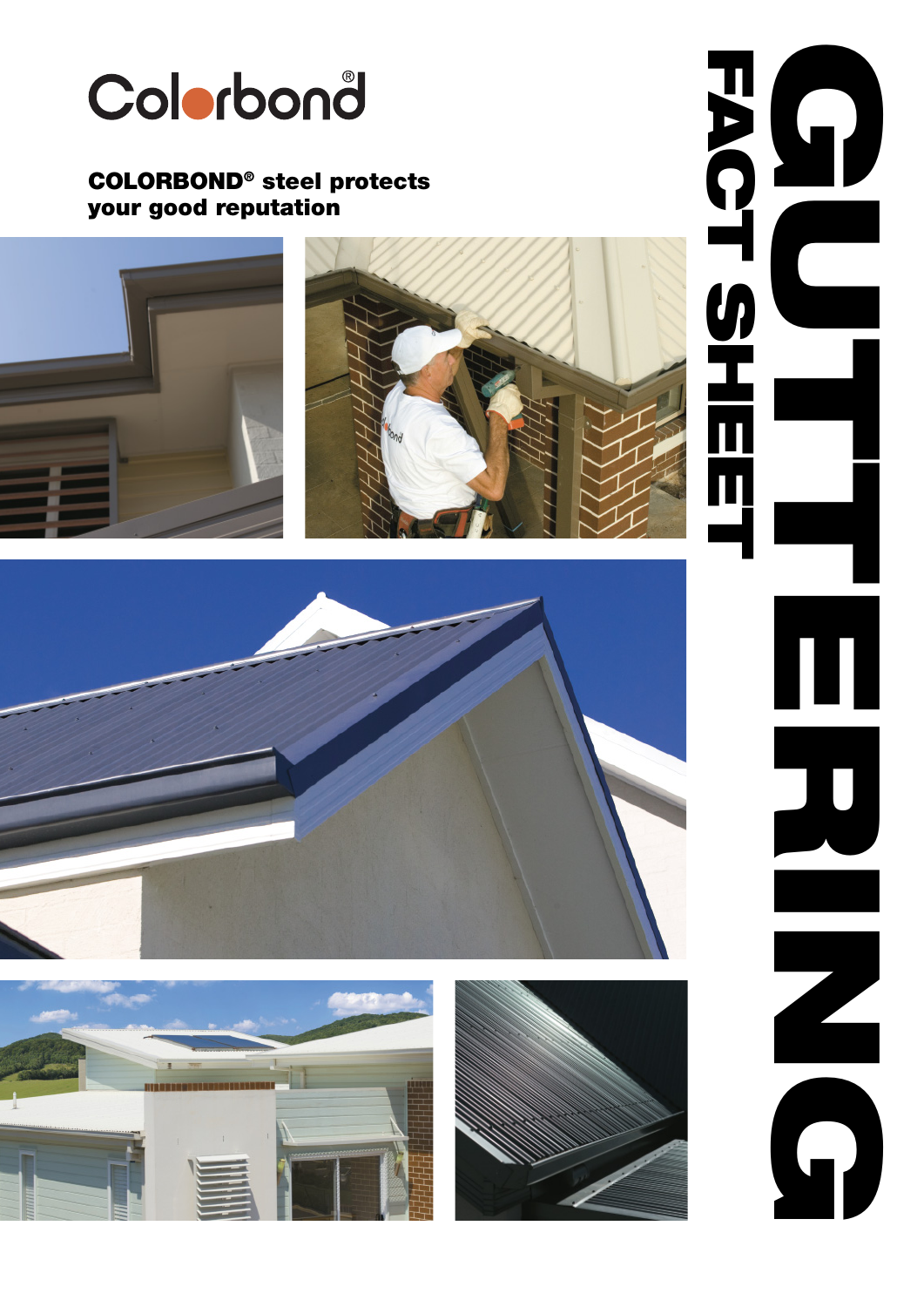Colorbond®

**COLORBOND® steel protects your good reputation**

# GUTTERING

## FACT SHEET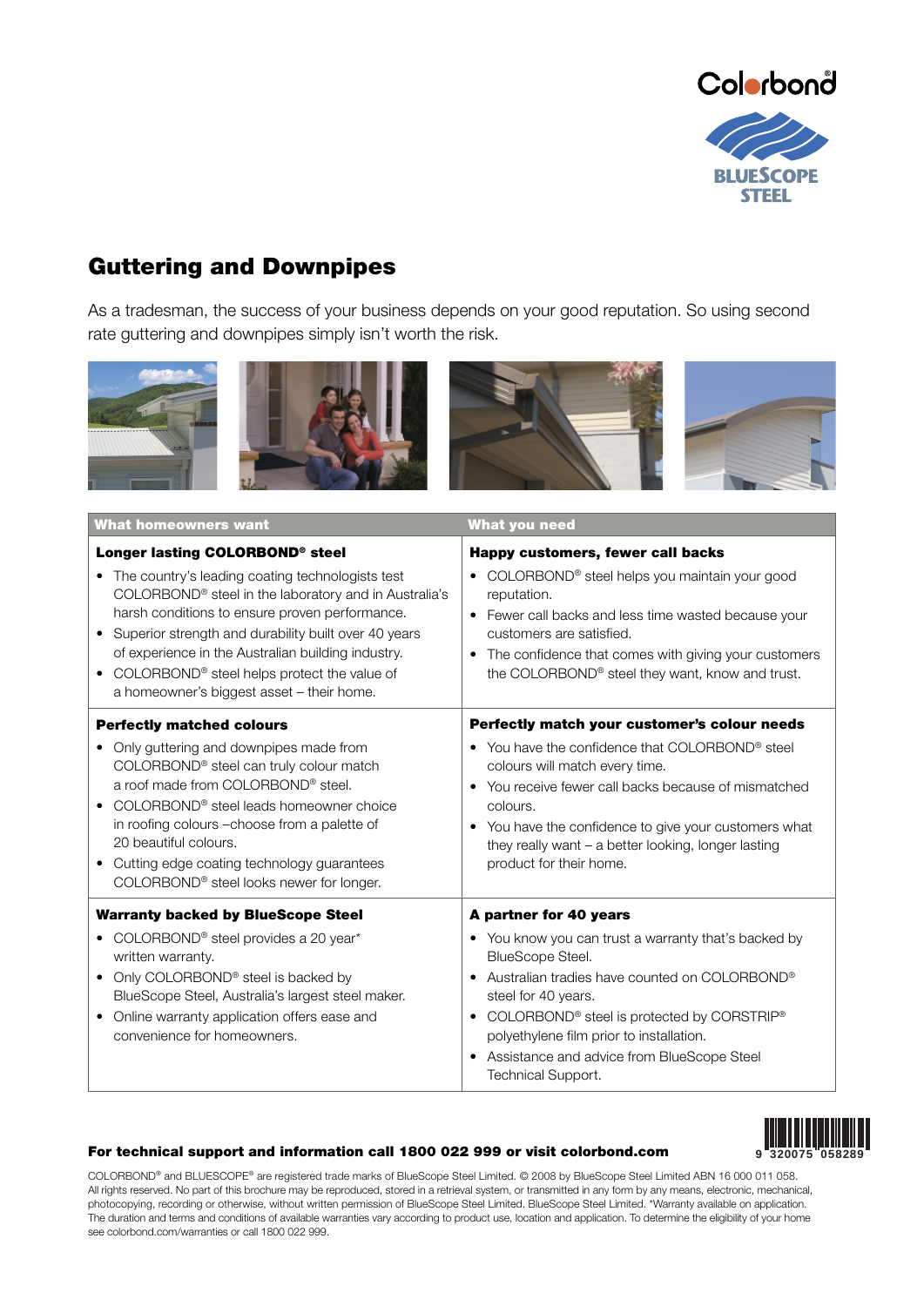## Guttering and Downpipes

As a tradesman, the success of your business depends on your good reputation. So using second rate guttering and downpipes simply isn't worth the risk.

| What homeowners want | What you need |
|---|---|
| **Longer lasting COLORBOND® steel**<br>• The country's leading coating technologists test COLORBOND® steel in the laboratory and in Australia's harsh conditions to ensure proven performance.<br>• Superior strength and durability built over 40 years of experience in the Australian building industry.<br>• COLORBOND® steel helps protect the value of a homeowner's biggest asset – their home. | **Happy customers, fewer call backs**<br>• COLORBOND® steel helps you maintain your good reputation.<br>• Fewer call backs and less time wasted because your customers are satisfied.<br>• The confidence that comes with giving your customers the COLORBOND® steel they want, know and trust. |
| **Perfectly matched colours**<br>• Only guttering and downpipes made from COLORBOND® steel can truly colour match a roof made from COLORBOND® steel.<br>• COLORBOND® steel leads homeowner choice in roofing colours –choose from a palette of 20 beautiful colours.<br>• Cutting edge coating technology guarantees COLORBOND® steel looks newer for longer. | **Perfectly match your customer's colour needs**<br>• You have the confidence that COLORBOND® steel colours will match every time.<br>• You receive fewer call backs because of mismatched colours.<br>• You have the confidence to give your customers what they really want – a better looking, longer lasting product for their home. |
| **Warranty backed by BlueScope Steel**<br>• COLORBOND® steel provides a 20 year* written warranty.<br>• Only COLORBOND® steel is backed by BlueScope Steel, Australia's largest steel maker.<br>• Online warranty application offers ease and convenience for homeowners. | **A partner for 40 years**<br>• You know you can trust a warranty that's backed by BlueScope Steel.<br>• Australian tradies have counted on COLORBOND® steel for 40 years.<br>• COLORBOND® steel is protected by CORSTRIP® polyethylene film prior to installation.<br>• Assistance and advice from BlueScope Steel Technical Support. |

**For technical support and information call 1800 022 999 or visit colorbond.com**

9 320075 058289

COLORBOND® and BLUESCOPE® are registered trade marks of BlueScope Steel Limited. © 2008 by BlueScope Steel Limited ABN 16 000 011 058. All rights reserved. No part of this brochure may be reproduced, stored in a retrieval system, or transmitted in any form by any means, electronic, mechanical, photocopying, recording or otherwise, without written permission of BlueScope Steel Limited. BlueScope Steel Limited. *Warranty available on application. The duration and terms and conditions of available warranties vary according to product use, location and application. To determine the eligibility of your home see colorbond.com/warranties or call 1800 022 999.